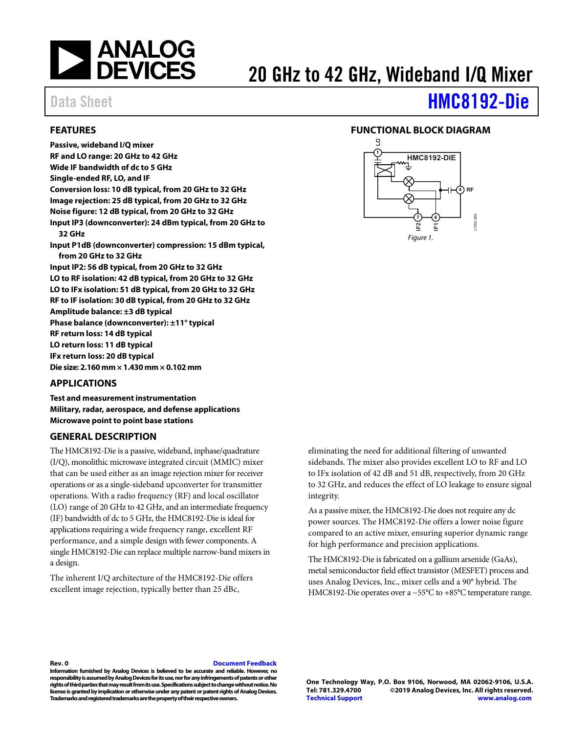# 20 GHz to 42 GHz, Wideband I/Q Mixer

Data Sheet **HMC8192-Die**

## FEATURES

- **Passive, wideband I/Q mixer**
- **RF and LO range: 20 GHz to 42 GHz**
- **Wide IF bandwidth of dc to 5 GHz**
- **Single-ended RF, LO, and IF**
- **Conversion loss: 10 dB typical, from 20 GHz to 32 GHz**
- **Image rejection: 25 dB typical, from 20 GHz to 32 GHz**
- **Noise figure: 12 dB typical, from 20 GHz to 32 GHz**
- **Input IP3 (downconverter): 24 dBm typical, from 20 GHz to 32 GHz**
- **Input P1dB (downconverter) compression: 15 dBm typical, from 20 GHz to 32 GHz**
- **Input IP2: 56 dB typical, from 20 GHz to 32 GHz**
- **LO to RF isolation: 42 dB typical, from 20 GHz to 32 GHz**
- **LO to IFx isolation: 51 dB typical, from 20 GHz to 32 GHz**
- **RF to IF isolation: 30 dB typical, from 20 GHz to 32 GHz**
- **Amplitude balance: ±3 dB typical**
- **Phase balance (downconverter): ±11° typical**
- **RF return loss: 14 dB typical**
- **LO return loss: 11 dB typical**
- **IFx return loss: 20 dB typical**
- **Die size: 2.160 mm × 1.430 mm × 0.102 mm**

## APPLICATIONS

- **Test and measurement instrumentation**
- **Military, radar, aerospace, and defense applications**
- **Microwave point to point base stations**

## FUNCTIONAL BLOCK DIAGRAM

Figure 1.

## GENERAL DESCRIPTION

The HMC8192-Die is a passive, wideband, inphase/quadrature (I/Q), monolithic microwave integrated circuit (MMIC) mixer that can be used either as an image rejection mixer for receiver operations or as a single-sideband upconverter for transmitter operations. With a radio frequency (RF) and local oscillator (LO) range of 20 GHz to 42 GHz, and an intermediate frequency (IF) bandwidth of dc to 5 GHz, the HMC8192-Die is ideal for applications requiring a wide frequency range, excellent RF performance, and a simple design with fewer components. A single HMC8192-Die can replace multiple narrow-band mixers in a design.

The inherent I/Q architecture of the HMC8192-Die offers excellent image rejection, typically better than 25 dBc, eliminating the need for additional filtering of unwanted sidebands. The mixer also provides excellent LO to RF and LO to IFx isolation of 42 dB and 51 dB, respectively, from 20 GHz to 32 GHz, and reduces the effect of LO leakage to ensure signal integrity.

As a passive mixer, the HMC8192-Die does not require any dc power sources. The HMC8192-Die offers a lower noise figure compared to an active mixer, ensuring superior dynamic range for high performance and precision applications.

The HMC8192-Die is fabricated on a gallium arsenide (GaAs), metal semiconductor field effect transistor (MESFET) process and uses Analog Devices, Inc., mixer cells and a 90° hybrid. The HMC8192-Die operates over a −55°C to +85°C temperature range.

**Rev. 0** [Document Feedback]

**Information furnished by Analog Devices is believed to be accurate and reliable. However, no responsibility is assumed by Analog Devices for its use, nor for any infringements of patents or other rights of third parties that may result from its use. Specifications subject to change without notice. No license is granted by implication or otherwise under any patent or patent rights of Analog Devices. Trademarks and registered trademarks are the property of their respective owners.**

**One Technology Way, P.O. Box 9106, Norwood, MA 02062-9106, U.S.A.**
**Tel: 781.329.4700 ©2019 Analog Devices, Inc. All rights reserved.**
**Technical Support www.analog.com**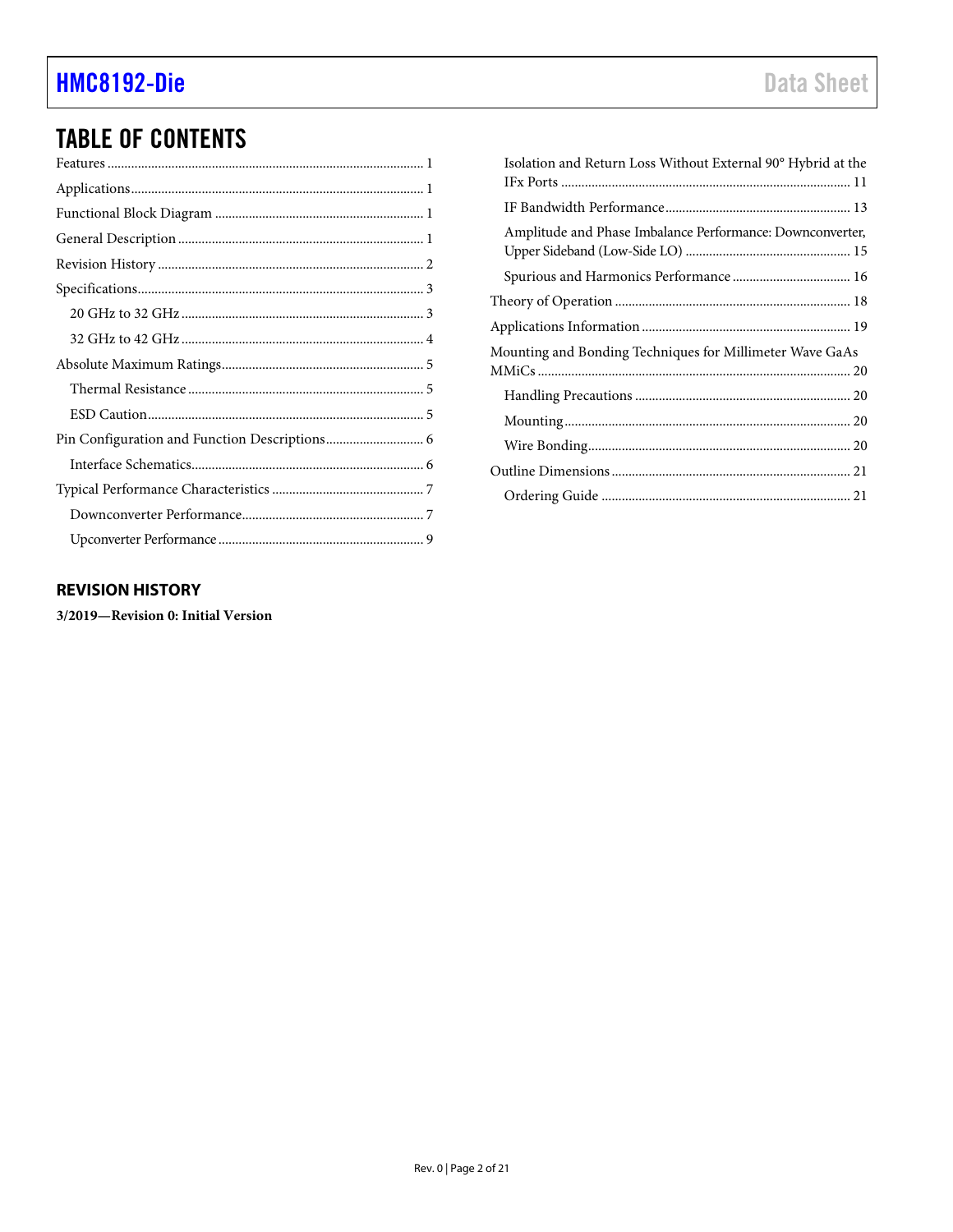## TABLE OF CONTENTS

Features ... 1
Applications ... 1
Functional Block Diagram ... 1
General Description ... 1
Revision History ... 2
Specifications ... 3
  20 GHz to 32 GHz ... 3
  32 GHz to 42 GHz ... 4
Absolute Maximum Ratings ... 5
  Thermal Resistance ... 5
  ESD Caution ... 5
Pin Configuration and Function Descriptions ... 6
  Interface Schematics ... 6
Typical Performance Characteristics ... 7
  Downconverter Performance ... 7
  Upconverter Performance ... 9
  Isolation and Return Loss Without External 90° Hybrid at the IFx Ports ... 11
  IF Bandwidth Performance ... 13
  Amplitude and Phase Imbalance Performance: Downconverter, Upper Sideband (Low-Side LO) ... 15
  Spurious and Harmonics Performance ... 16
Theory of Operation ... 18
Applications Information ... 19
Mounting and Bonding Techniques for Millimeter Wave GaAs MMiCs ... 20
  Handling Precautions ... 20
  Mounting ... 20
  Wire Bonding ... 20
Outline Dimensions ... 21
  Ordering Guide ... 21

### REVISION HISTORY

**3/2019—Revision 0: Initial Version**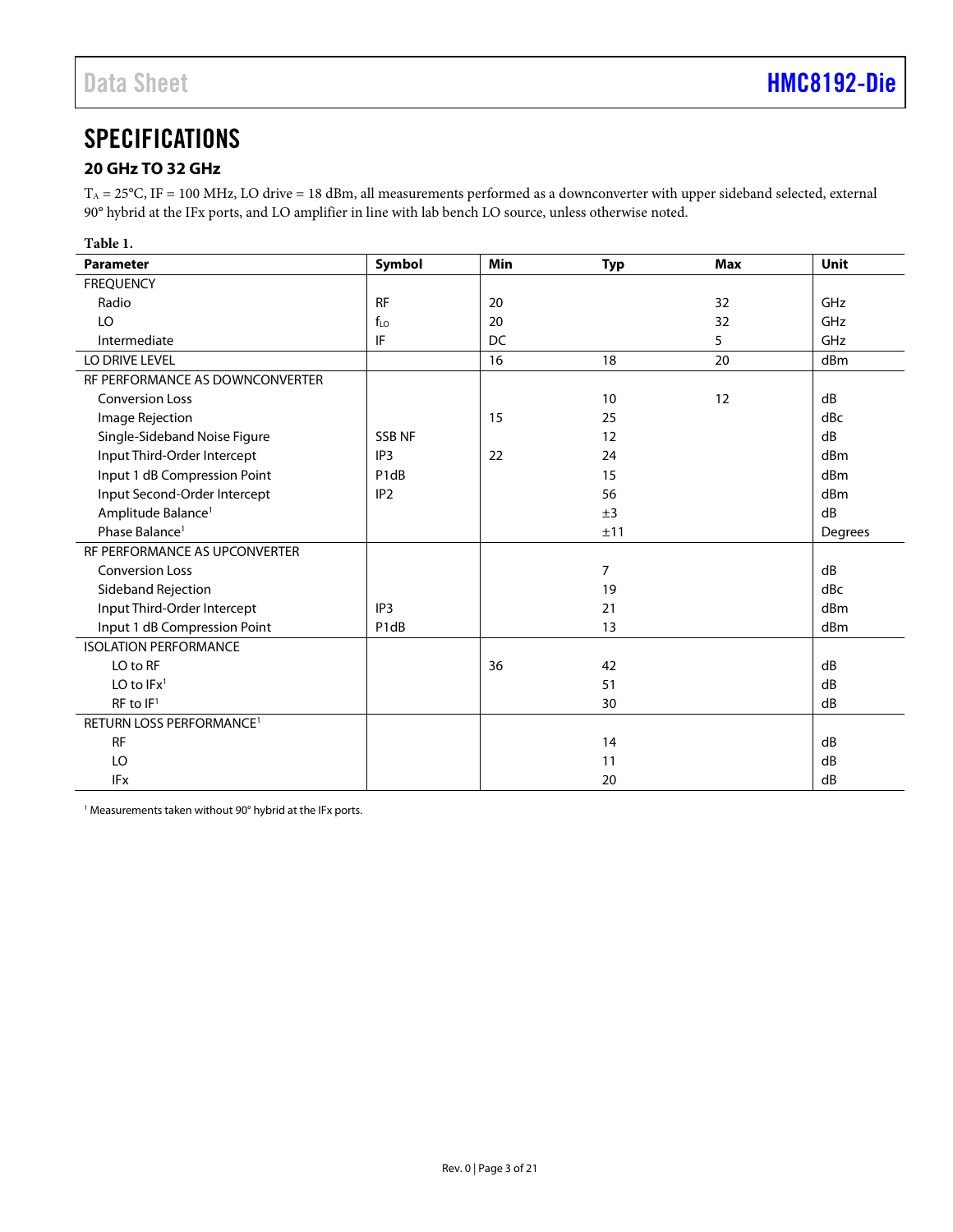# SPECIFICATIONS

## 20 GHz TO 32 GHz

$T_A$ = 25°C, IF = 100 MHz, LO drive = 18 dBm, all measurements performed as a downconverter with upper sideband selected, external 90° hybrid at the IFx ports, and LO amplifier in line with lab bench LO source, unless otherwise noted.

**Table 1.**

| Parameter | Symbol | Min | Typ | Max | Unit |
|---|---|---|---|---|---|
| FREQUENCY | | | | | |
| Radio | RF | 20 | | 32 | GHz |
| LO | $f_{LO}$ | 20 | | 32 | GHz |
| Intermediate | IF | DC | | 5 | GHz |
| LO DRIVE LEVEL | | 16 | 18 | 20 | dBm |
| RF PERFORMANCE AS DOWNCONVERTER | | | | | |
| Conversion Loss | | | 10 | 12 | dB |
| Image Rejection | | 15 | 25 | | dBc |
| Single-Sideband Noise Figure | SSB NF | | 12 | | dB |
| Input Third-Order Intercept | IP3 | 22 | 24 | | dBm |
| Input 1 dB Compression Point | P1dB | | 15 | | dBm |
| Input Second-Order Intercept | IP2 | | 56 | | dBm |
| Amplitude Balance[1] | | | ±3 | | dB |
| Phase Balance[1] | | | ±11 | | Degrees |
| RF PERFORMANCE AS UPCONVERTER | | | | | |
| Conversion Loss | | | 7 | | dB |
| Sideband Rejection | | | 19 | | dBc |
| Input Third-Order Intercept | IP3 | | 21 | | dBm |
| Input 1 dB Compression Point | P1dB | | 13 | | dBm |
| ISOLATION PERFORMANCE | | | | | |
| LO to RF | | 36 | 42 | | dB |
| LO to IFx[1] | | | 51 | | dB |
| RF to IF[1] | | | 30 | | dB |
| RETURN LOSS PERFORMANCE[1] | | | | | |
| RF | | | 14 | | dB |
| LO | | | 11 | | dB |
| IFx | | | 20 | | dB |

[1] Measurements taken without 90° hybrid at the IFx ports.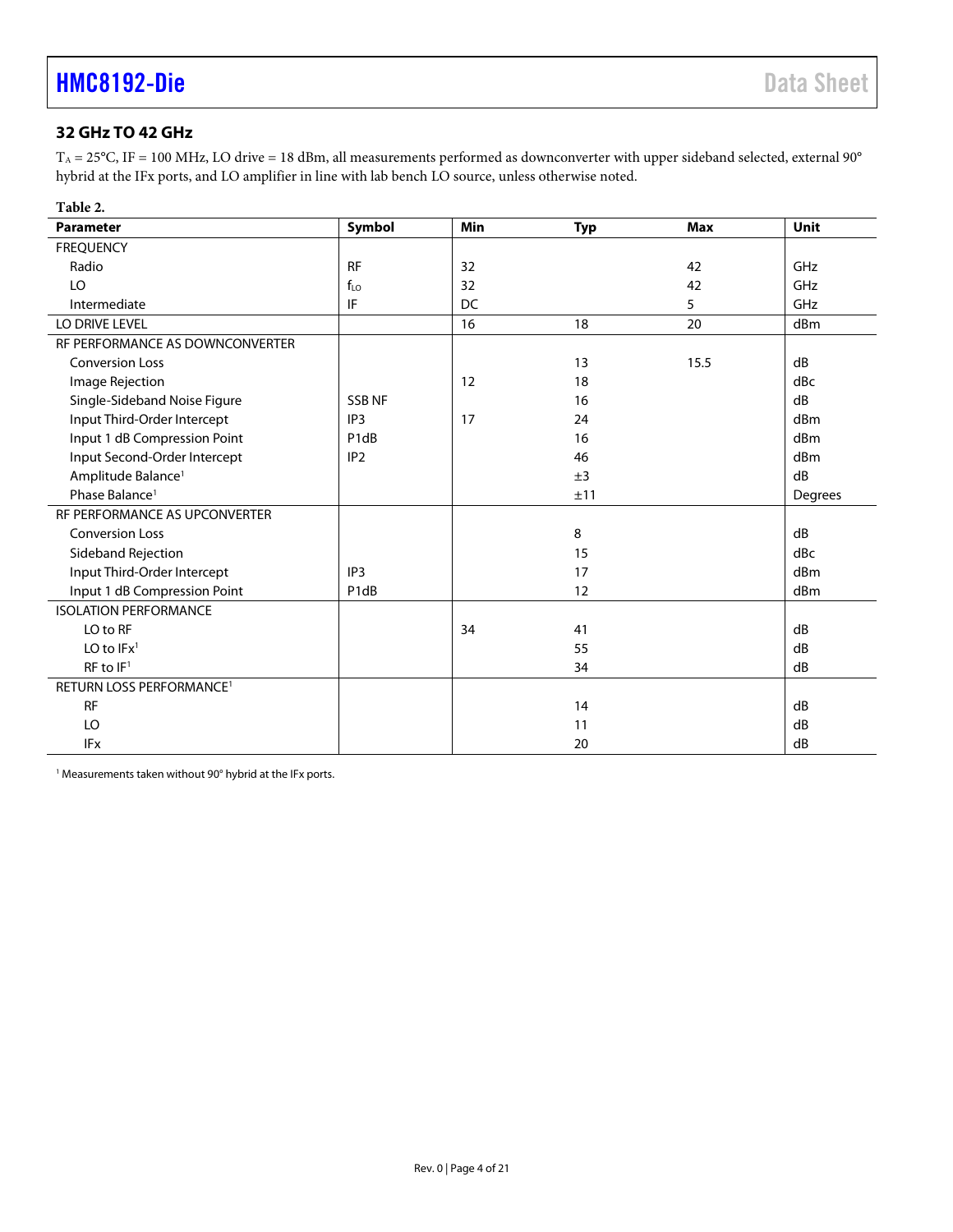## 32 GHz TO 42 GHz

$T_A$ = 25°C, IF = 100 MHz, LO drive = 18 dBm, all measurements performed as downconverter with upper sideband selected, external 90° hybrid at the IFx ports, and LO amplifier in line with lab bench LO source, unless otherwise noted.

**Table 2.**

| Parameter | Symbol | Min | Typ | Max | Unit |
|---|---|---|---|---|---|
| FREQUENCY | | | | | |
| Radio | RF | 32 | | 42 | GHz |
| LO | $f_{LO}$ | 32 | | 42 | GHz |
| Intermediate | IF | DC | | 5 | GHz |
| LO DRIVE LEVEL | | 16 | 18 | 20 | dBm |
| RF PERFORMANCE AS DOWNCONVERTER | | | | | |
| Conversion Loss | | | 13 | 15.5 | dB |
| Image Rejection | | 12 | 18 | | dBc |
| Single-Sideband Noise Figure | SSB NF | | 16 | | dB |
| Input Third-Order Intercept | IP3 | 17 | 24 | | dBm |
| Input 1 dB Compression Point | P1dB | | 16 | | dBm |
| Input Second-Order Intercept | IP2 | | 46 | | dBm |
| Amplitude Balance[1] | | | ±3 | | dB |
| Phase Balance[1] | | | ±11 | | Degrees |
| RF PERFORMANCE AS UPCONVERTER | | | | | |
| Conversion Loss | | | 8 | | dB |
| Sideband Rejection | | | 15 | | dBc |
| Input Third-Order Intercept | IP3 | | 17 | | dBm |
| Input 1 dB Compression Point | P1dB | | 12 | | dBm |
| ISOLATION PERFORMANCE | | | | | |
| LO to RF | | 34 | 41 | | dB |
| LO to IFx[1] | | | 55 | | dB |
| RF to IF[1] | | | 34 | | dB |
| RETURN LOSS PERFORMANCE[1] | | | | | |
| RF | | | 14 | | dB |
| LO | | | 11 | | dB |
| IFx | | | 20 | | dB |

[1] Measurements taken without 90° hybrid at the IFx ports.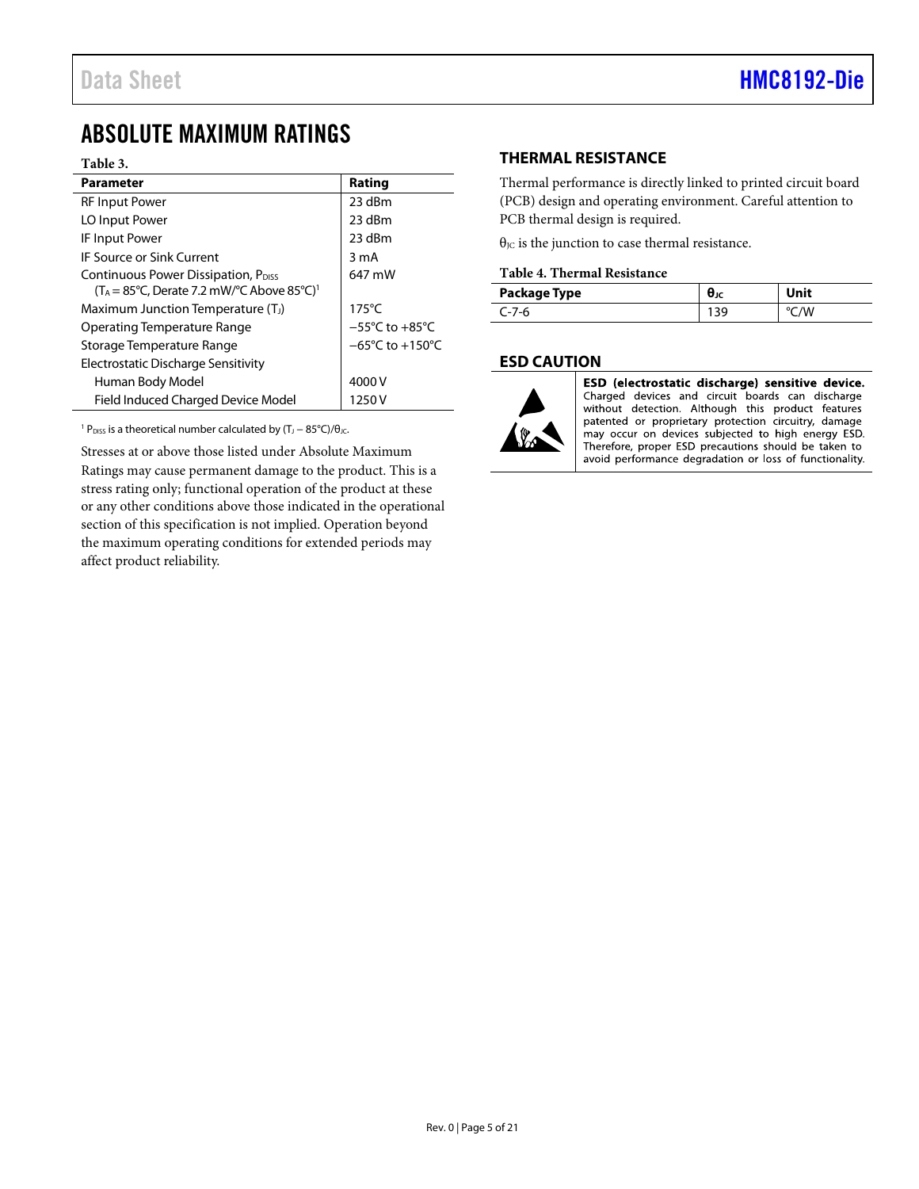# ABSOLUTE MAXIMUM RATINGS

**Table 3.**

| Parameter | Rating |
|---|---|
| RF Input Power | 23 dBm |
| LO Input Power | 23 dBm |
| IF Input Power | 23 dBm |
| IF Source or Sink Current | 3 mA |
| Continuous Power Dissipation, $P_{DISS}$ ($T_A$ = 85°C, Derate 7.2 mW/°C Above 85°C)[1] | 647 mW |
| Maximum Junction Temperature ($T_J$) | 175°C |
| Operating Temperature Range | −55°C to +85°C |
| Storage Temperature Range | −65°C to +150°C |
| Electrostatic Discharge Sensitivity | |
| Human Body Model | 4000 V |
| Field Induced Charged Device Model | 1250 V |

[1] $P_{DISS}$ is a theoretical number calculated by ($T_J$ − 85°C)/$\theta_{JC}$.

Stresses at or above those listed under Absolute Maximum Ratings may cause permanent damage to the product. This is a stress rating only; functional operation of the product at these or any other conditions above those indicated in the operational section of this specification is not implied. Operation beyond the maximum operating conditions for extended periods may affect product reliability.

## THERMAL RESISTANCE

Thermal performance is directly linked to printed circuit board (PCB) design and operating environment. Careful attention to PCB thermal design is required.

$\theta_{JC}$ is the junction to case thermal resistance.

**Table 4. Thermal Resistance**

| Package Type | $\theta_{JC}$ | Unit |
|---|---|---|
| C-7-6 | 139 | °C/W |

## ESD CAUTION

**ESD (electrostatic discharge) sensitive device.** Charged devices and circuit boards can discharge without detection. Although this product features patented or proprietary protection circuitry, damage may occur on devices subjected to high energy ESD. Therefore, proper ESD precautions should be taken to avoid performance degradation or loss of functionality.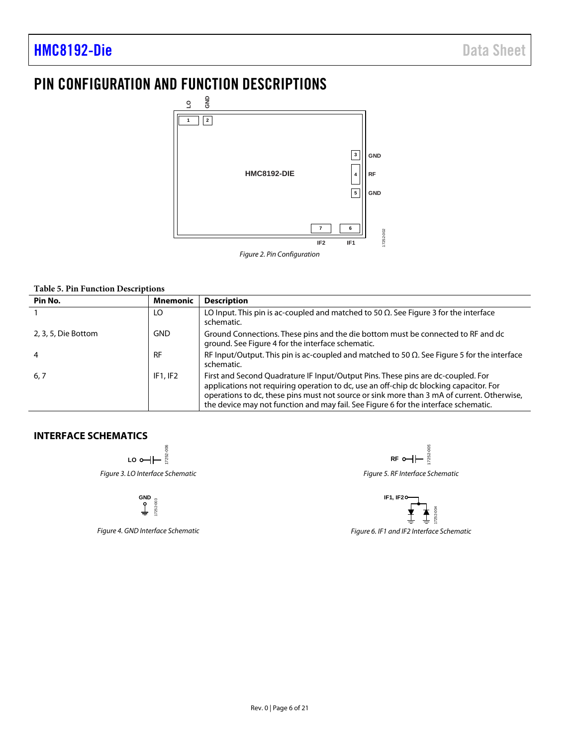# PIN CONFIGURATION AND FUNCTION DESCRIPTIONS

*Figure 2. Pin Configuration*

**Table 5. Pin Function Descriptions**

| Pin No. | Mnemonic | Description |
|---|---|---|
| 1 | LO | LO Input. This pin is ac-coupled and matched to 50 Ω. See Figure 3 for the interface schematic. |
| 2, 3, 5, Die Bottom | GND | Ground Connections. These pins and the die bottom must be connected to RF and dc ground. See Figure 4 for the interface schematic. |
| 4 | RF | RF Input/Output. This pin is ac-coupled and matched to 50 Ω. See Figure 5 for the interface schematic. |
| 6, 7 | IF1, IF2 | First and Second Quadrature IF Input/Output Pins. These pins are dc-coupled. For applications not requiring operation to dc, use an off-chip dc blocking capacitor. For operations to dc, these pins must not source or sink more than 3 mA of current. Otherwise, the device may not function and may fail. See Figure 6 for the interface schematic. |

## INTERFACE SCHEMATICS

*Figure 3. LO Interface Schematic*

*Figure 4. GND Interface Schematic*

*Figure 5. RF Interface Schematic*

*Figure 6. IF1 and IF2 Interface Schematic*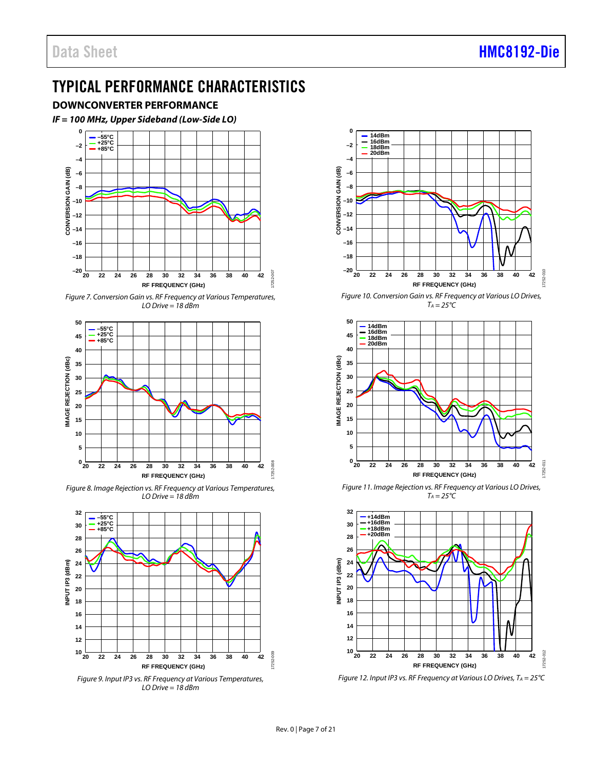# TYPICAL PERFORMANCE CHARACTERISTICS

## DOWNCONVERTER PERFORMANCE

### *IF = 100 MHz, Upper Sideband (Low-Side LO)*

*Figure 7. Conversion Gain vs. RF Frequency at Various Temperatures, LO Drive = 18 dBm*

*Figure 8. Image Rejection vs. RF Frequency at Various Temperatures, LO Drive = 18 dBm*

*Figure 9. Input IP3 vs. RF Frequency at Various Temperatures, LO Drive = 18 dBm*

*Figure 10. Conversion Gain vs. RF Frequency at Various LO Drives, $T_A$ = 25°C*

*Figure 11. Image Rejection vs. RF Frequency at Various LO Drives, $T_A$ = 25°C*

*Figure 12. Input IP3 vs. RF Frequency at Various LO Drives, $T_A$ = 25°C*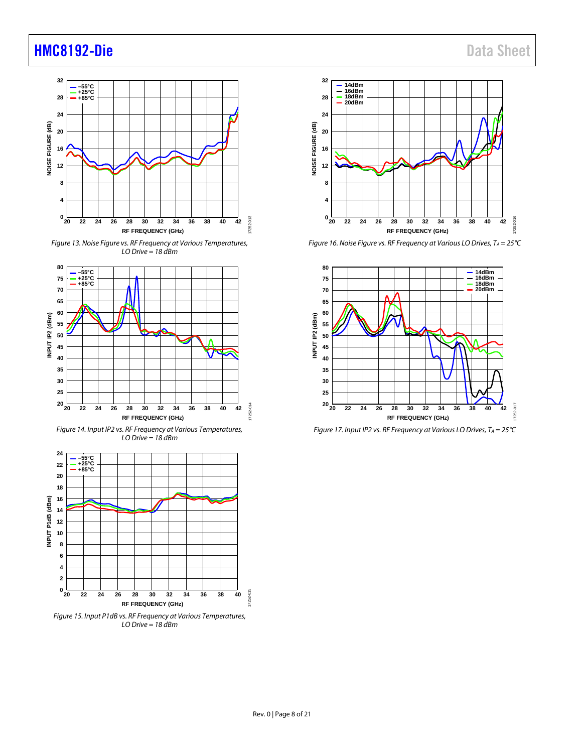Figure 13. Noise Figure vs. RF Frequency at Various Temperatures, LO Drive = 18 dBm

Figure 14. Input IP2 vs. RF Frequency at Various Temperatures, LO Drive = 18 dBm

Figure 15. Input P1dB vs. RF Frequency at Various Temperatures, LO Drive = 18 dBm

Figure 16. Noise Figure vs. RF Frequency at Various LO Drives, $T_A = 25°C$

Figure 17. Input IP2 vs. RF Frequency at Various LO Drives, $T_A = 25°C$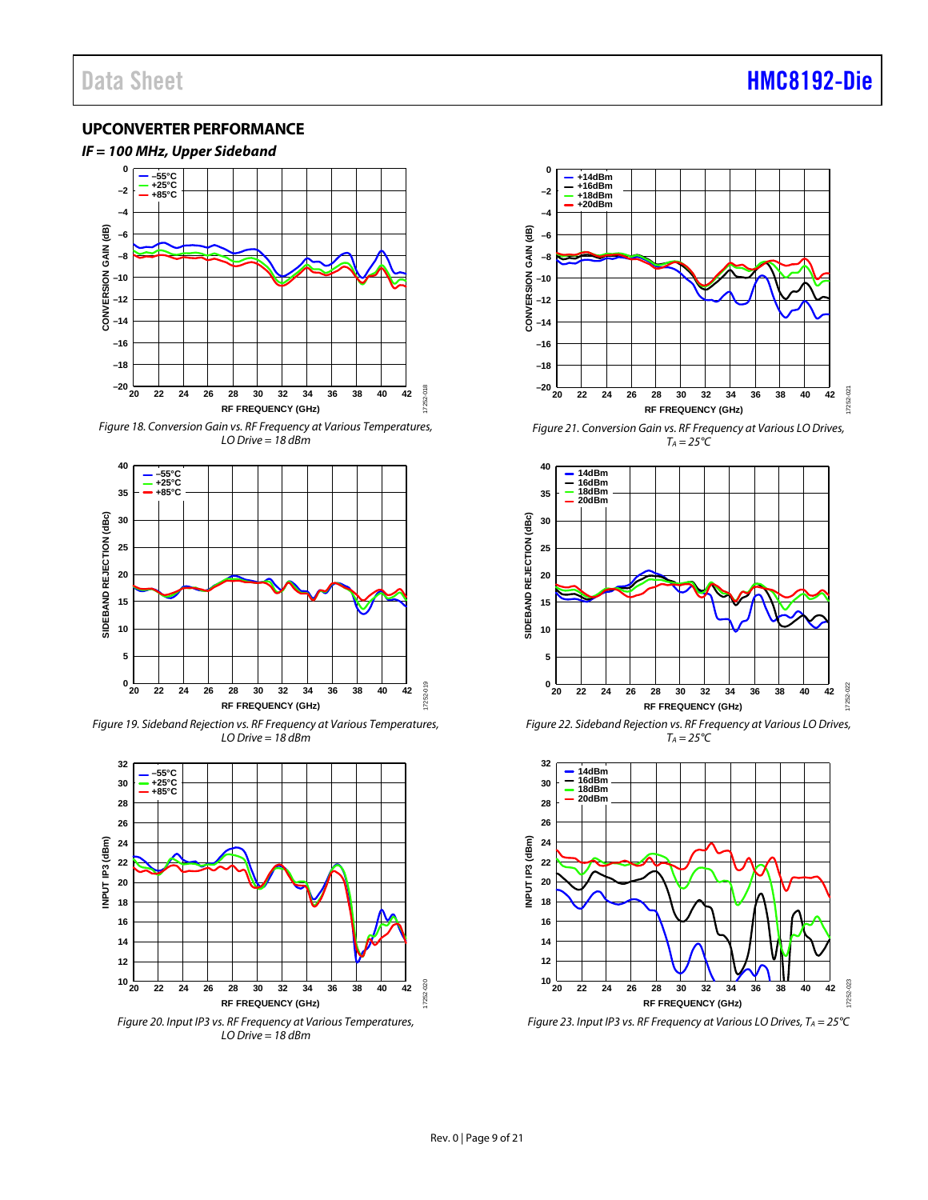## UPCONVERTER PERFORMANCE

### *IF = 100 MHz, Upper Sideband*

*Figure 18. Conversion Gain vs. RF Frequency at Various Temperatures, LO Drive = 18 dBm*

*Figure 19. Sideband Rejection vs. RF Frequency at Various Temperatures, LO Drive = 18 dBm*

*Figure 20. Input IP3 vs. RF Frequency at Various Temperatures, LO Drive = 18 dBm*

*Figure 21. Conversion Gain vs. RF Frequency at Various LO Drives, $T_A$ = 25°C*

*Figure 22. Sideband Rejection vs. RF Frequency at Various LO Drives, $T_A$ = 25°C*

*Figure 23. Input IP3 vs. RF Frequency at Various LO Drives, $T_A$ = 25°C*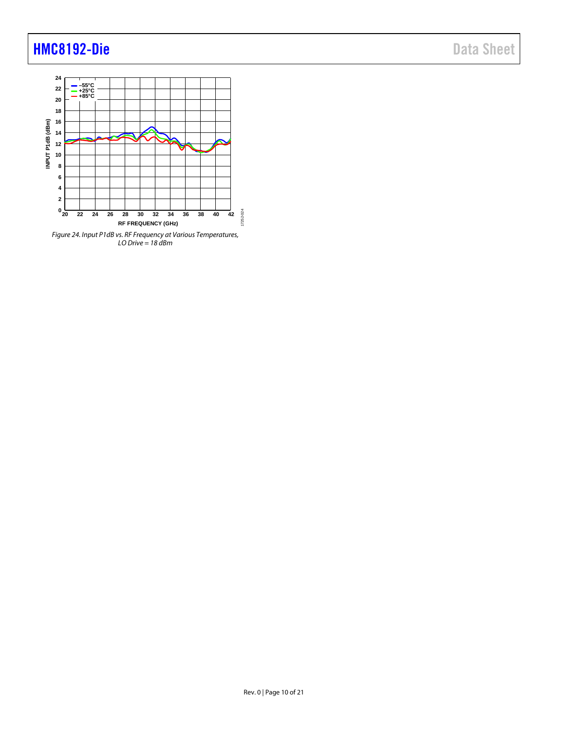Figure 24. Input P1dB vs. RF Frequency at Various Temperatures, LO Drive = 18 dBm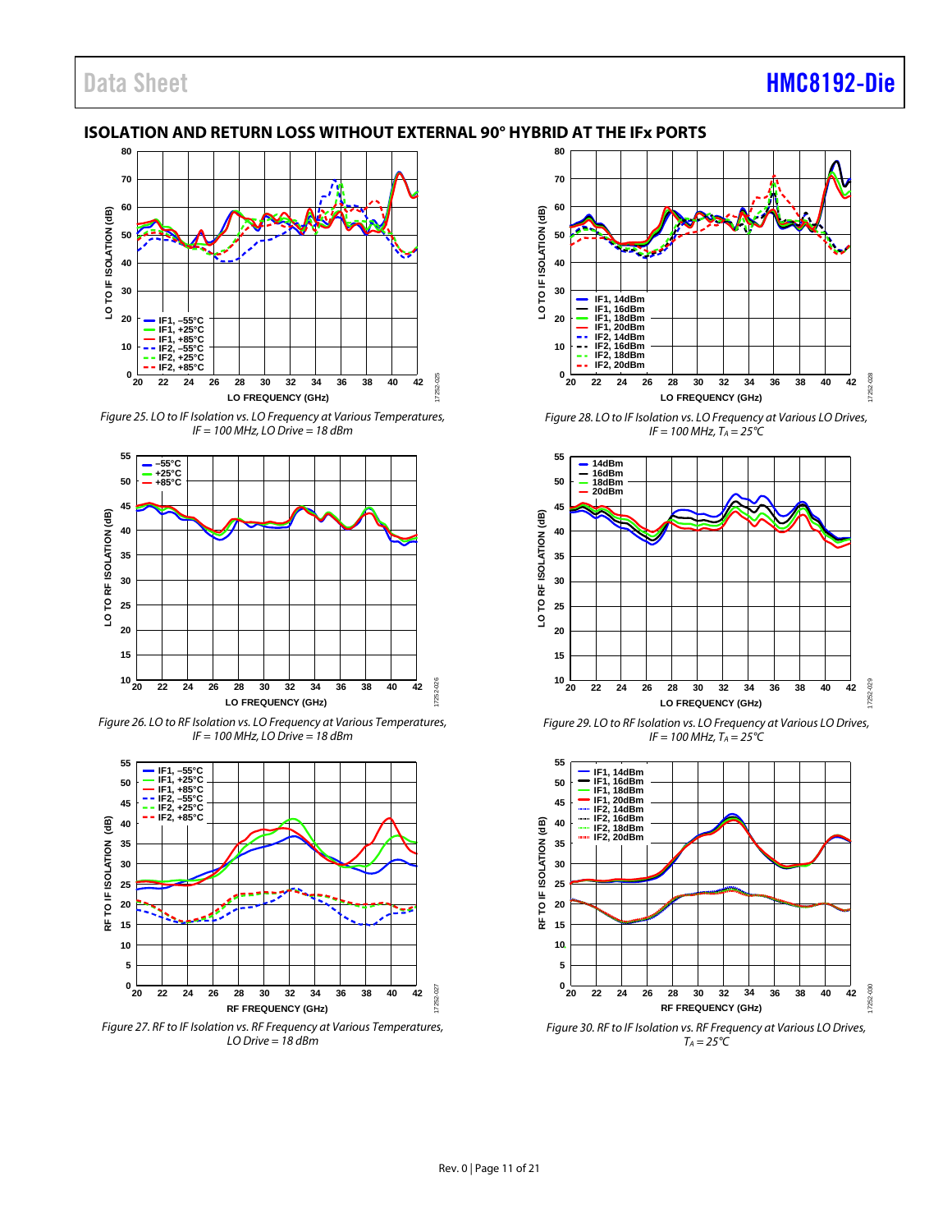## ISOLATION AND RETURN LOSS WITHOUT EXTERNAL 90° HYBRID AT THE IFx PORTS

*Figure 25. LO to IF Isolation vs. LO Frequency at Various Temperatures, IF = 100 MHz, LO Drive = 18 dBm*

*Figure 26. LO to RF Isolation vs. LO Frequency at Various Temperatures, IF = 100 MHz, LO Drive = 18 dBm*

*Figure 27. RF to IF Isolation vs. RF Frequency at Various Temperatures, LO Drive = 18 dBm*

*Figure 28. LO to IF Isolation vs. LO Frequency at Various LO Drives, IF = 100 MHz, $T_A$ = 25°C*

*Figure 29. LO to RF Isolation vs. LO Frequency at Various LO Drives, IF = 100 MHz, $T_A$ = 25°C*

*Figure 30. RF to IF Isolation vs. RF Frequency at Various LO Drives, $T_A$ = 25°C*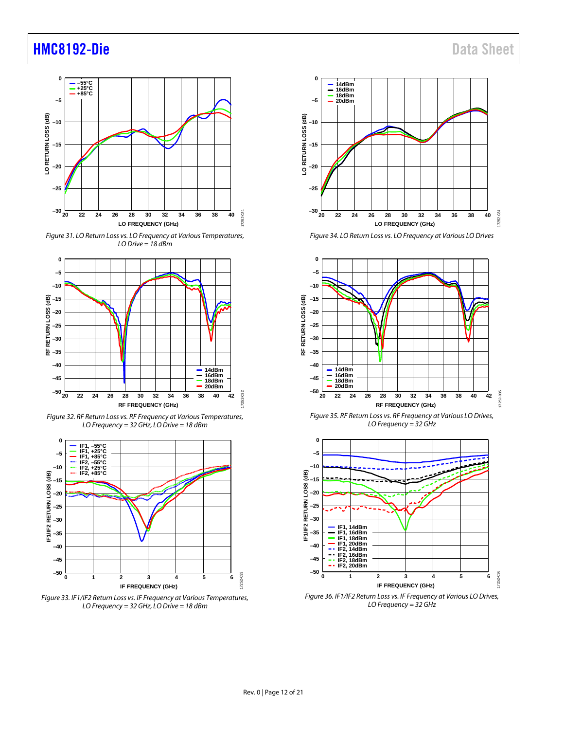Figure 31. LO Return Loss vs. LO Frequency at Various Temperatures, LO Drive = 18 dBm

Figure 34. LO Return Loss vs. LO Frequency at Various LO Drives

Figure 32. RF Return Loss vs. RF Frequency at Various Temperatures, LO Frequency = 32 GHz, LO Drive = 18 dBm

Figure 35. RF Return Loss vs. RF Frequency at Various LO Drives, LO Frequency = 32 GHz

Figure 33. IF1/IF2 Return Loss vs. IF Frequency at Various Temperatures, LO Frequency = 32 GHz, LO Drive = 18 dBm

Figure 36. IF1/IF2 Return Loss vs. IF Frequency at Various LO Drives, LO Frequency = 32 GHz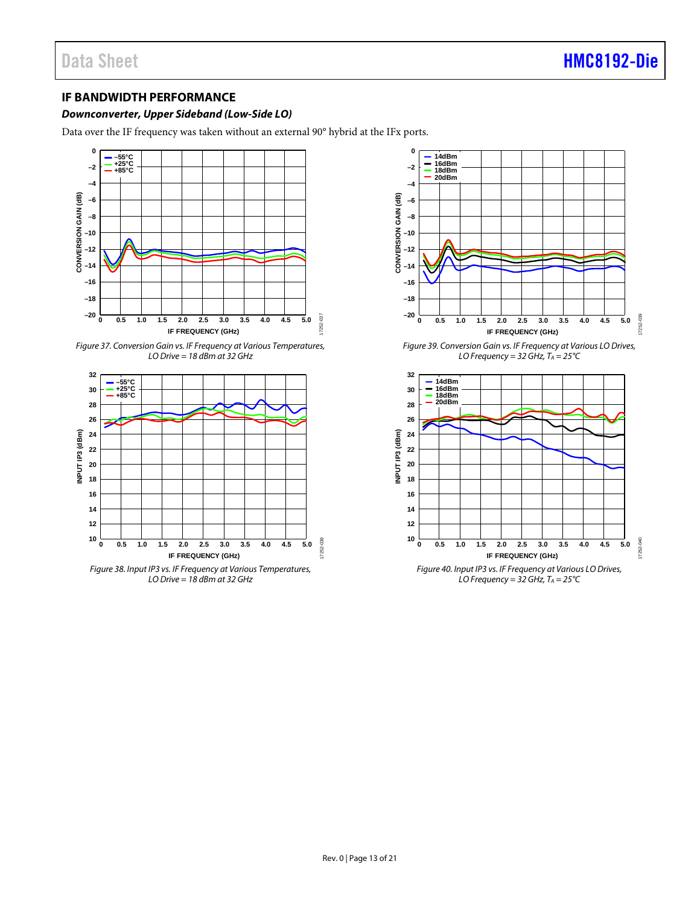## IF BANDWIDTH PERFORMANCE

### *Downconverter, Upper Sideband (Low-Side LO)*

Data over the IF frequency was taken without an external 90° hybrid at the IFx ports.

*Figure 37. Conversion Gain vs. IF Frequency at Various Temperatures, LO Drive = 18 dBm at 32 GHz*

*Figure 38. Input IP3 vs. IF Frequency at Various Temperatures, LO Drive = 18 dBm at 32 GHz*

*Figure 39. Conversion Gain vs. IF Frequency at Various LO Drives, LO Frequency = 32 GHz, $T_A$ = 25°C*

*Figure 40. Input IP3 vs. IF Frequency at Various LO Drives, LO Frequency = 32 GHz, $T_A$ = 25°C*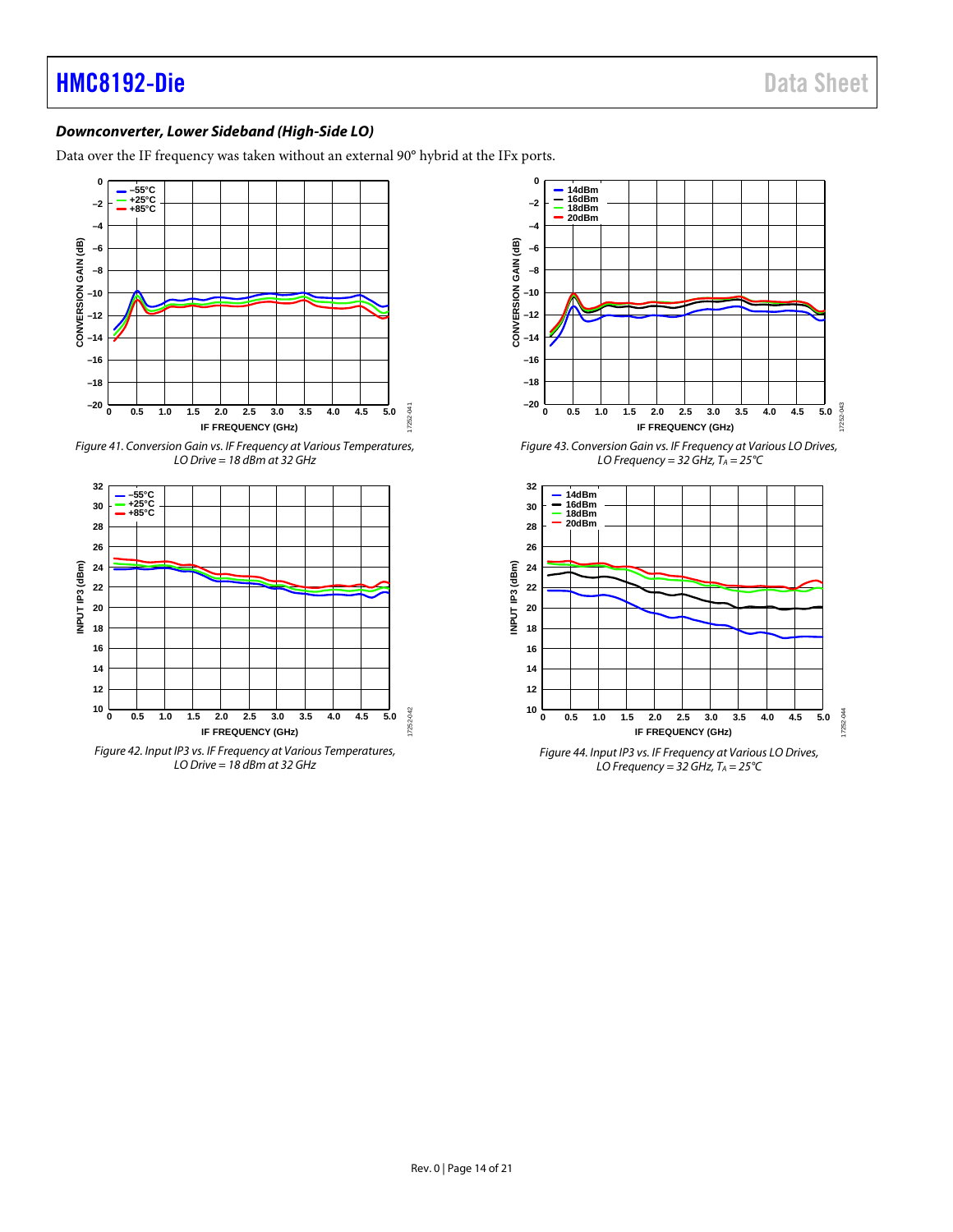### *Downconverter, Lower Sideband (High-Side LO)*

Data over the IF frequency was taken without an external 90° hybrid at the IFx ports.

*Figure 41. Conversion Gain vs. IF Frequency at Various Temperatures, LO Drive = 18 dBm at 32 GHz*

*Figure 42. Input IP3 vs. IF Frequency at Various Temperatures, LO Drive = 18 dBm at 32 GHz*

*Figure 43. Conversion Gain vs. IF Frequency at Various LO Drives, LO Frequency = 32 GHz, $T_A$ = 25°C*

*Figure 44. Input IP3 vs. IF Frequency at Various LO Drives, LO Frequency = 32 GHz, $T_A$ = 25°C*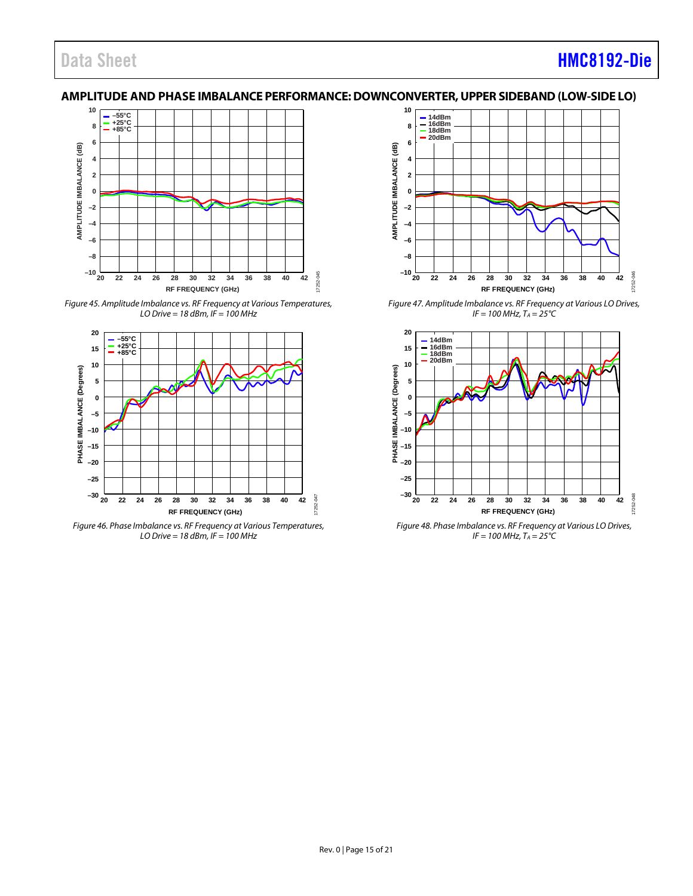## AMPLITUDE AND PHASE IMBALANCE PERFORMANCE: DOWNCONVERTER, UPPER SIDEBAND (LOW-SIDE LO)

*Figure 45. Amplitude Imbalance vs. RF Frequency at Various Temperatures, LO Drive = 18 dBm, IF = 100 MHz*

*Figure 46. Phase Imbalance vs. RF Frequency at Various Temperatures, LO Drive = 18 dBm, IF = 100 MHz*

*Figure 47. Amplitude Imbalance vs. RF Frequency at Various LO Drives, IF = 100 MHz, $T_A$ = 25°C*

*Figure 48. Phase Imbalance vs. RF Frequency at Various LO Drives, IF = 100 MHz, $T_A$ = 25°C*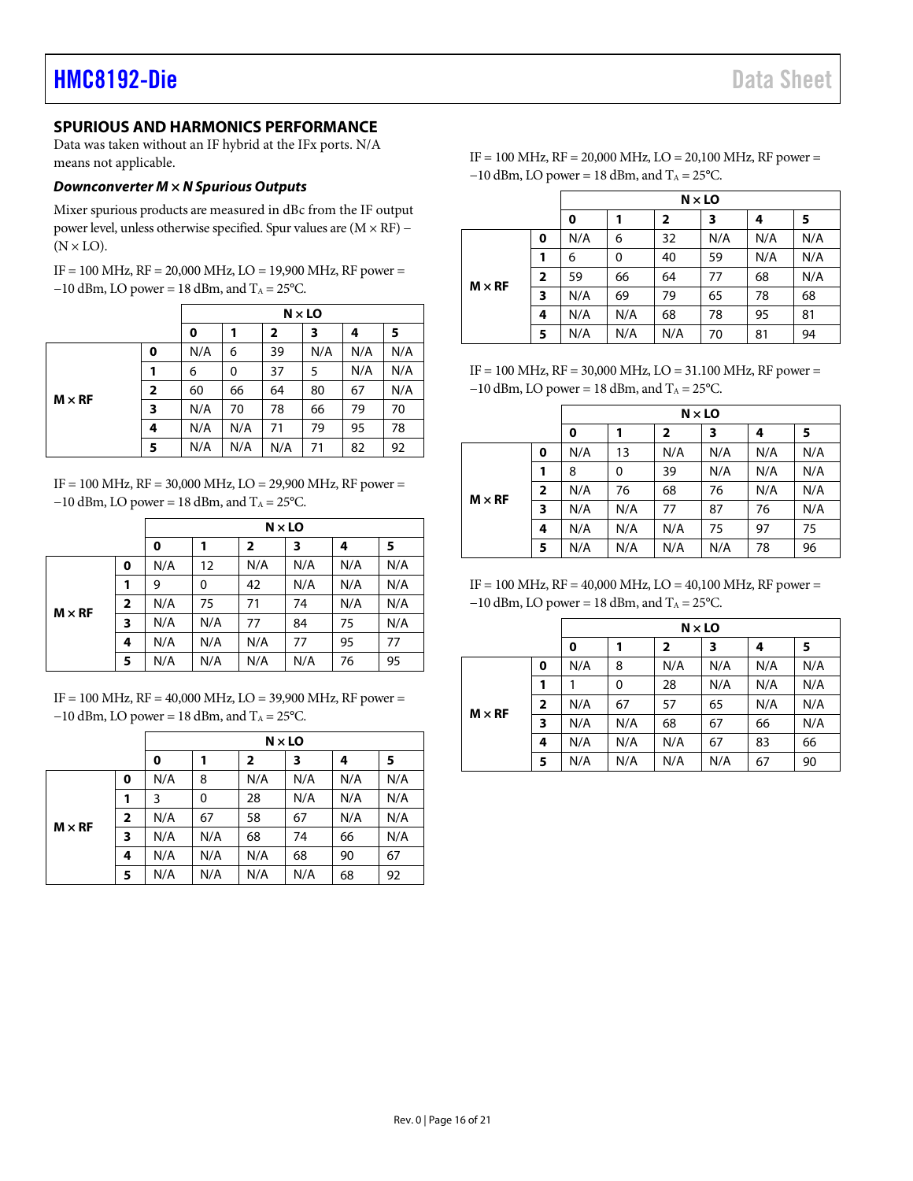## SPURIOUS AND HARMONICS PERFORMANCE

Data was taken without an IF hybrid at the IFx ports. N/A means not applicable.

### *Downconverter M × N Spurious Outputs*

Mixer spurious products are measured in dBc from the IF output power level, unless otherwise specified. Spur values are (M × RF) − (N × LO).

IF = 100 MHz, RF = 20,000 MHz, LO = 19,900 MHz, RF power = −10 dBm, LO power = 18 dBm, and $T_A$ = 25°C.

| | | N × LO | | | | | |
|---|---|---|---|---|---|---|---|
| | | **0** | **1** | **2** | **3** | **4** | **5** |
| **M × RF** | **0** | N/A | 6 | 39 | N/A | N/A | N/A |
| | **1** | 6 | 0 | 37 | 5 | N/A | N/A |
| | **2** | 60 | 66 | 64 | 80 | 67 | N/A |
| | **3** | N/A | 70 | 78 | 66 | 79 | 70 |
| | **4** | N/A | N/A | 71 | 79 | 95 | 78 |
| | **5** | N/A | N/A | N/A | 71 | 82 | 92 |

IF = 100 MHz, RF = 30,000 MHz, LO = 29,900 MHz, RF power = −10 dBm, LO power = 18 dBm, and $T_A$ = 25°C.

| | | N × LO | | | | | |
|---|---|---|---|---|---|---|---|
| | | **0** | **1** | **2** | **3** | **4** | **5** |
| **M × RF** | **0** | N/A | 12 | N/A | N/A | N/A | N/A |
| | **1** | 9 | 0 | 42 | N/A | N/A | N/A |
| | **2** | N/A | 75 | 71 | 74 | N/A | N/A |
| | **3** | N/A | N/A | 77 | 84 | 75 | N/A |
| | **4** | N/A | N/A | N/A | 77 | 95 | 77 |
| | **5** | N/A | N/A | N/A | N/A | 76 | 95 |

IF = 100 MHz, RF = 40,000 MHz, LO = 39,900 MHz, RF power = −10 dBm, LO power = 18 dBm, and $T_A$ = 25°C.

| | | N × LO | | | | | |
|---|---|---|---|---|---|---|---|
| | | **0** | **1** | **2** | **3** | **4** | **5** |
| **M × RF** | **0** | N/A | 8 | N/A | N/A | N/A | N/A |
| | **1** | 3 | 0 | 28 | N/A | N/A | N/A |
| | **2** | N/A | 67 | 58 | 67 | N/A | N/A |
| | **3** | N/A | N/A | 68 | 74 | 66 | N/A |
| | **4** | N/A | N/A | N/A | 68 | 90 | 67 |
| | **5** | N/A | N/A | N/A | N/A | 68 | 92 |

IF = 100 MHz, RF = 20,000 MHz, LO = 20,100 MHz, RF power = −10 dBm, LO power = 18 dBm, and $T_A$ = 25°C.

| | | N × LO | | | | | |
|---|---|---|---|---|---|---|---|
| | | **0** | **1** | **2** | **3** | **4** | **5** |
| **M × RF** | **0** | N/A | 6 | 32 | N/A | N/A | N/A |
| | **1** | 6 | 0 | 40 | 59 | N/A | N/A |
| | **2** | 59 | 66 | 64 | 77 | 68 | N/A |
| | **3** | N/A | 69 | 79 | 65 | 78 | 68 |
| | **4** | N/A | N/A | 68 | 78 | 95 | 81 |
| | **5** | N/A | N/A | N/A | 70 | 81 | 94 |

IF = 100 MHz, RF = 30,000 MHz, LO = 31.100 MHz, RF power = −10 dBm, LO power = 18 dBm, and $T_A$ = 25°C.

| | | N × LO | | | | | |
|---|---|---|---|---|---|---|---|
| | | **0** | **1** | **2** | **3** | **4** | **5** |
| **M × RF** | **0** | N/A | 13 | N/A | N/A | N/A | N/A |
| | **1** | 8 | 0 | 39 | N/A | N/A | N/A |
| | **2** | N/A | 76 | 68 | 76 | N/A | N/A |
| | **3** | N/A | N/A | 77 | 87 | 76 | N/A |
| | **4** | N/A | N/A | N/A | 75 | 97 | 75 |
| | **5** | N/A | N/A | N/A | N/A | 78 | 96 |

IF = 100 MHz, RF = 40,000 MHz, LO = 40,100 MHz, RF power = −10 dBm, LO power = 18 dBm, and $T_A$ = 25°C.

| | | N × LO | | | | | |
|---|---|---|---|---|---|---|---|
| | | **0** | **1** | **2** | **3** | **4** | **5** |
| **M × RF** | **0** | N/A | 8 | N/A | N/A | N/A | N/A |
| | **1** | 1 | 0 | 28 | N/A | N/A | N/A |
| | **2** | N/A | 67 | 57 | 65 | N/A | N/A |
| | **3** | N/A | N/A | 68 | 67 | 66 | N/A |
| | **4** | N/A | N/A | N/A | 67 | 83 | 66 |
| | **5** | N/A | N/A | N/A | N/A | 67 | 90 |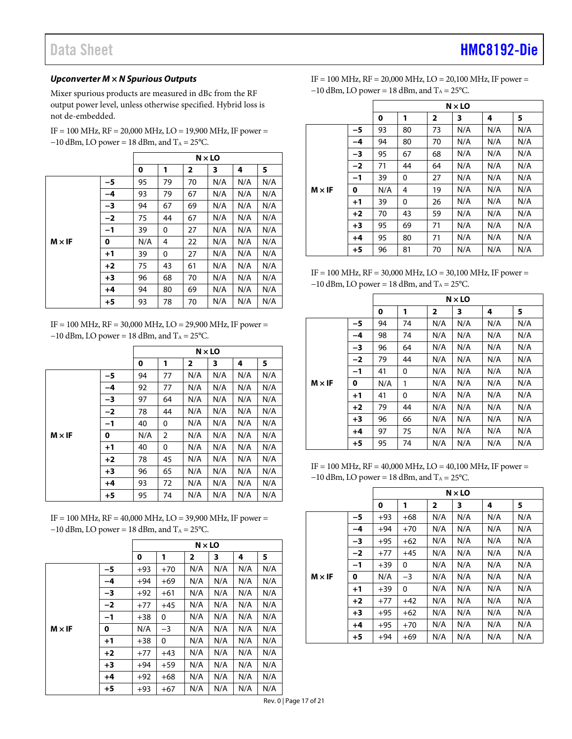### *Upconverter M × N Spurious Outputs*

Mixer spurious products are measured in dBc from the RF output power level, unless otherwise specified. Hybrid loss is not de-embedded.

IF = 100 MHz, RF = 20,000 MHz, LO = 19,900 MHz, IF power = −10 dBm, LO power = 18 dBm, and $T_A$ = 25°C.

| | | N × LO | | | | | |
|---|---|---|---|---|---|---|---|
| | | **0** | **1** | **2** | **3** | **4** | **5** |
| **M × IF** | **−5** | 95 | 79 | 70 | N/A | N/A | N/A |
| | **−4** | 93 | 79 | 67 | N/A | N/A | N/A |
| | **−3** | 94 | 67 | 69 | N/A | N/A | N/A |
| | **−2** | 75 | 44 | 67 | N/A | N/A | N/A |
| | **−1** | 39 | 0 | 27 | N/A | N/A | N/A |
| | **0** | N/A | 4 | 22 | N/A | N/A | N/A |
| | **+1** | 39 | 0 | 27 | N/A | N/A | N/A |
| | **+2** | 75 | 43 | 61 | N/A | N/A | N/A |
| | **+3** | 96 | 68 | 70 | N/A | N/A | N/A |
| | **+4** | 94 | 80 | 69 | N/A | N/A | N/A |
| | **+5** | 93 | 78 | 70 | N/A | N/A | N/A |

IF = 100 MHz, RF = 30,000 MHz, LO = 29,900 MHz, IF power = −10 dBm, LO power = 18 dBm, and $T_A$ = 25°C.

| | | N × LO | | | | | |
|---|---|---|---|---|---|---|---|
| | | **0** | **1** | **2** | **3** | **4** | **5** |
| **M × IF** | **−5** | 94 | 77 | N/A | N/A | N/A | N/A |
| | **−4** | 92 | 77 | N/A | N/A | N/A | N/A |
| | **−3** | 97 | 64 | N/A | N/A | N/A | N/A |
| | **−2** | 78 | 44 | N/A | N/A | N/A | N/A |
| | **−1** | 40 | 0 | N/A | N/A | N/A | N/A |
| | **0** | N/A | 2 | N/A | N/A | N/A | N/A |
| | **+1** | 40 | 0 | N/A | N/A | N/A | N/A |
| | **+2** | 78 | 45 | N/A | N/A | N/A | N/A |
| | **+3** | 96 | 65 | N/A | N/A | N/A | N/A |
| | **+4** | 93 | 72 | N/A | N/A | N/A | N/A |
| | **+5** | 95 | 74 | N/A | N/A | N/A | N/A |

IF = 100 MHz, RF = 40,000 MHz, LO = 39,900 MHz, IF power = −10 dBm, LO power = 18 dBm, and $T_A$ = 25°C.

| | | N × LO | | | | | |
|---|---|---|---|---|---|---|---|
| | | **0** | **1** | **2** | **3** | **4** | **5** |
| **M × IF** | **−5** | +93 | +70 | N/A | N/A | N/A | N/A |
| | **−4** | +94 | +69 | N/A | N/A | N/A | N/A |
| | **−3** | +92 | +61 | N/A | N/A | N/A | N/A |
| | **−2** | +77 | +45 | N/A | N/A | N/A | N/A |
| | **−1** | +38 | 0 | N/A | N/A | N/A | N/A |
| | **0** | N/A | −3 | N/A | N/A | N/A | N/A |
| | **+1** | +38 | 0 | N/A | N/A | N/A | N/A |
| | **+2** | +77 | +43 | N/A | N/A | N/A | N/A |
| | **+3** | +94 | +59 | N/A | N/A | N/A | N/A |
| | **+4** | +92 | +68 | N/A | N/A | N/A | N/A |
| | **+5** | +93 | +67 | N/A | N/A | N/A | N/A |

IF = 100 MHz, RF = 20,000 MHz, LO = 20,100 MHz, IF power = −10 dBm, LO power = 18 dBm, and $T_A$ = 25°C.

| | | N × LO | | | | | |
|---|---|---|---|---|---|---|---|
| | | **0** | **1** | **2** | **3** | **4** | **5** |
| **M × IF** | **−5** | 93 | 80 | 73 | N/A | N/A | N/A |
| | **−4** | 94 | 80 | 70 | N/A | N/A | N/A |
| | **−3** | 95 | 67 | 68 | N/A | N/A | N/A |
| | **−2** | 71 | 44 | 64 | N/A | N/A | N/A |
| | **−1** | 39 | 0 | 27 | N/A | N/A | N/A |
| | **0** | N/A | 4 | 19 | N/A | N/A | N/A |
| | **+1** | 39 | 0 | 26 | N/A | N/A | N/A |
| | **+2** | 70 | 43 | 59 | N/A | N/A | N/A |
| | **+3** | 95 | 69 | 71 | N/A | N/A | N/A |
| | **+4** | 95 | 80 | 71 | N/A | N/A | N/A |
| | **+5** | 96 | 81 | 70 | N/A | N/A | N/A |

IF = 100 MHz, RF = 30,000 MHz, LO = 30,100 MHz, IF power = −10 dBm, LO power = 18 dBm, and $T_A$ = 25°C.

| | | N × LO | | | | | |
|---|---|---|---|---|---|---|---|
| | | **0** | **1** | **2** | **3** | **4** | **5** |
| **M × IF** | **−5** | 94 | 74 | N/A | N/A | N/A | N/A |
| | **−4** | 98 | 74 | N/A | N/A | N/A | N/A |
| | **−3** | 96 | 64 | N/A | N/A | N/A | N/A |
| | **−2** | 79 | 44 | N/A | N/A | N/A | N/A |
| | **−1** | 41 | 0 | N/A | N/A | N/A | N/A |
| | **0** | N/A | 1 | N/A | N/A | N/A | N/A |
| | **+1** | 41 | 0 | N/A | N/A | N/A | N/A |
| | **+2** | 79 | 44 | N/A | N/A | N/A | N/A |
| | **+3** | 96 | 66 | N/A | N/A | N/A | N/A |
| | **+4** | 97 | 75 | N/A | N/A | N/A | N/A |
| | **+5** | 95 | 74 | N/A | N/A | N/A | N/A |

IF = 100 MHz, RF = 40,000 MHz, LO = 40,100 MHz, IF power = −10 dBm, LO power = 18 dBm, and $T_A$ = 25°C.

| | | N × LO | | | | | |
|---|---|---|---|---|---|---|---|
| | | **0** | **1** | **2** | **3** | **4** | **5** |
| **M × IF** | **−5** | +93 | +68 | N/A | N/A | N/A | N/A |
| | **−4** | +94 | +70 | N/A | N/A | N/A | N/A |
| | **−3** | +95 | +62 | N/A | N/A | N/A | N/A |
| | **−2** | +77 | +45 | N/A | N/A | N/A | N/A |
| | **−1** | +39 | 0 | N/A | N/A | N/A | N/A |
| | **0** | N/A | −3 | N/A | N/A | N/A | N/A |
| | **+1** | +39 | 0 | N/A | N/A | N/A | N/A |
| | **+2** | +77 | +42 | N/A | N/A | N/A | N/A |
| | **+3** | +95 | +62 | N/A | N/A | N/A | N/A |
| | **+4** | +95 | +70 | N/A | N/A | N/A | N/A |
| | **+5** | +94 | +69 | N/A | N/A | N/A | N/A |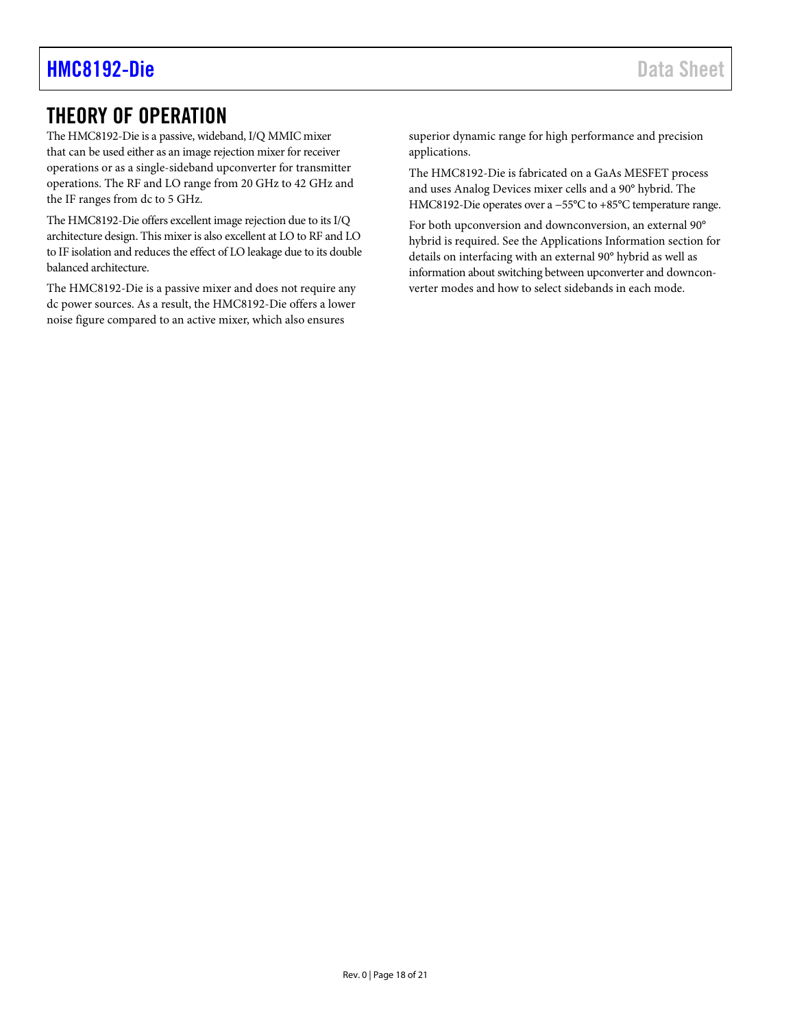# THEORY OF OPERATION

The HMC8192-Die is a passive, wideband, I/Q MMIC mixer that can be used either as an image rejection mixer for receiver operations or as a single-sideband upconverter for transmitter operations. The RF and LO range from 20 GHz to 42 GHz and the IF ranges from dc to 5 GHz.

The HMC8192-Die offers excellent image rejection due to its I/Q architecture design. This mixer is also excellent at LO to RF and LO to IF isolation and reduces the effect of LO leakage due to its double balanced architecture.

The HMC8192-Die is a passive mixer and does not require any dc power sources. As a result, the HMC8192-Die offers a lower noise figure compared to an active mixer, which also ensures superior dynamic range for high performance and precision applications.

The HMC8192-Die is fabricated on a GaAs MESFET process and uses Analog Devices mixer cells and a 90° hybrid. The HMC8192-Die operates over a −55°C to +85°C temperature range.

For both upconversion and downconversion, an external 90° hybrid is required. See the Applications Information section for details on interfacing with an external 90° hybrid as well as information about switching between upconverter and downconverter modes and how to select sidebands in each mode.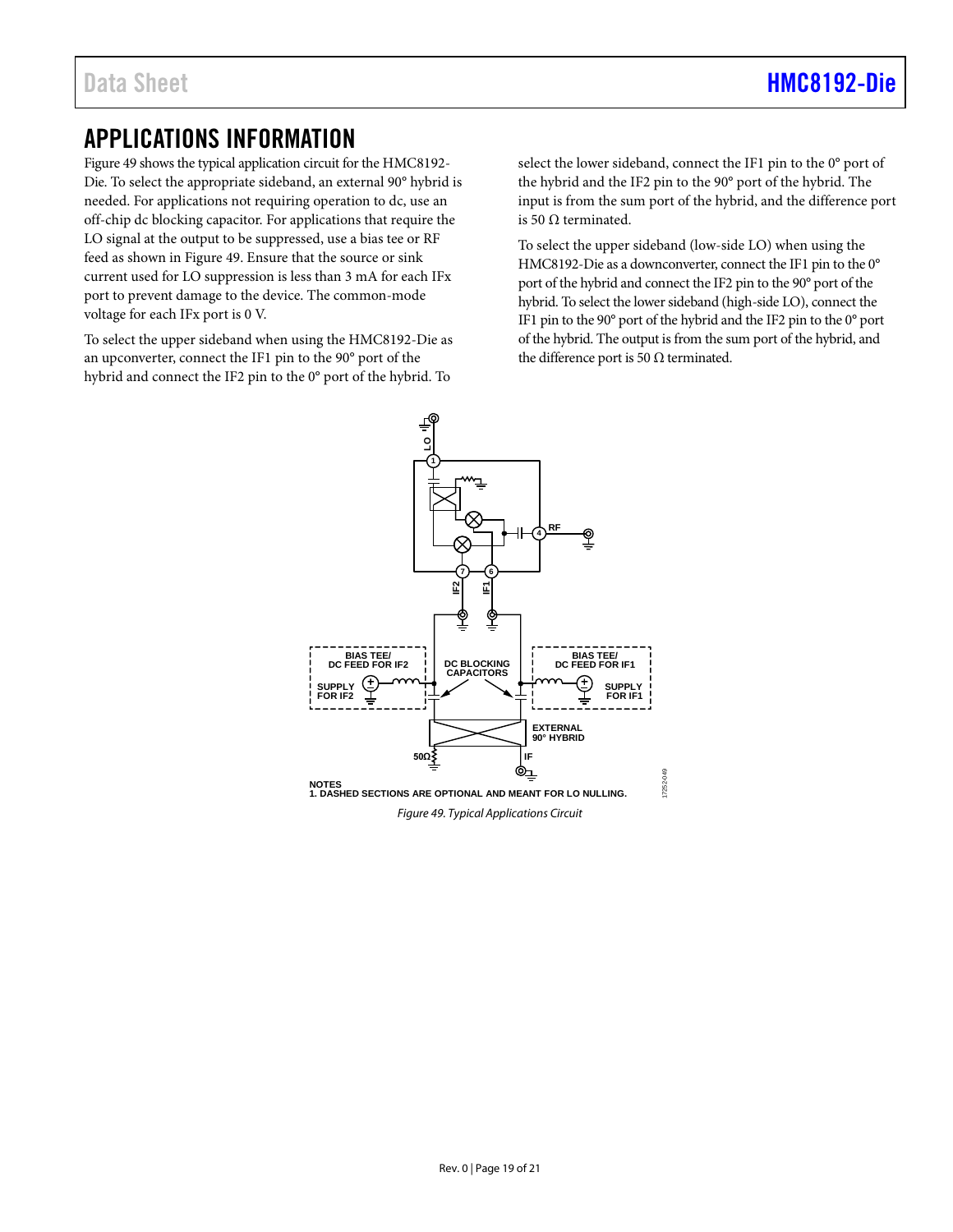# APPLICATIONS INFORMATION

Figure 49 shows the typical application circuit for the HMC8192-Die. To select the appropriate sideband, an external 90° hybrid is needed. For applications not requiring operation to dc, use an off-chip dc blocking capacitor. For applications that require the LO signal at the output to be suppressed, use a bias tee or RF feed as shown in Figure 49. Ensure that the source or sink current used for LO suppression is less than 3 mA for each IFx port to prevent damage to the device. The common-mode voltage for each IFx port is 0 V.

To select the upper sideband when using the HMC8192-Die as an upconverter, connect the IF1 pin to the 90° port of the hybrid and connect the IF2 pin to the 0° port of the hybrid. To select the lower sideband, connect the IF1 pin to the 0° port of the hybrid and the IF2 pin to the 90° port of the hybrid. The input is from the sum port of the hybrid, and the difference port is 50 Ω terminated.

To select the upper sideband (low-side LO) when using the HMC8192-Die as a downconverter, connect the IF1 pin to the 0° port of the hybrid and connect the IF2 pin to the 90° port of the hybrid. To select the lower sideband (high-side LO), connect the IF1 pin to the 90° port of the hybrid and the IF2 pin to the 0° port of the hybrid. The output is from the sum port of the hybrid, and the difference port is 50 Ω terminated.

NOTES
1. DASHED SECTIONS ARE OPTIONAL AND MEANT FOR LO NULLING.

*Figure 49. Typical Applications Circuit*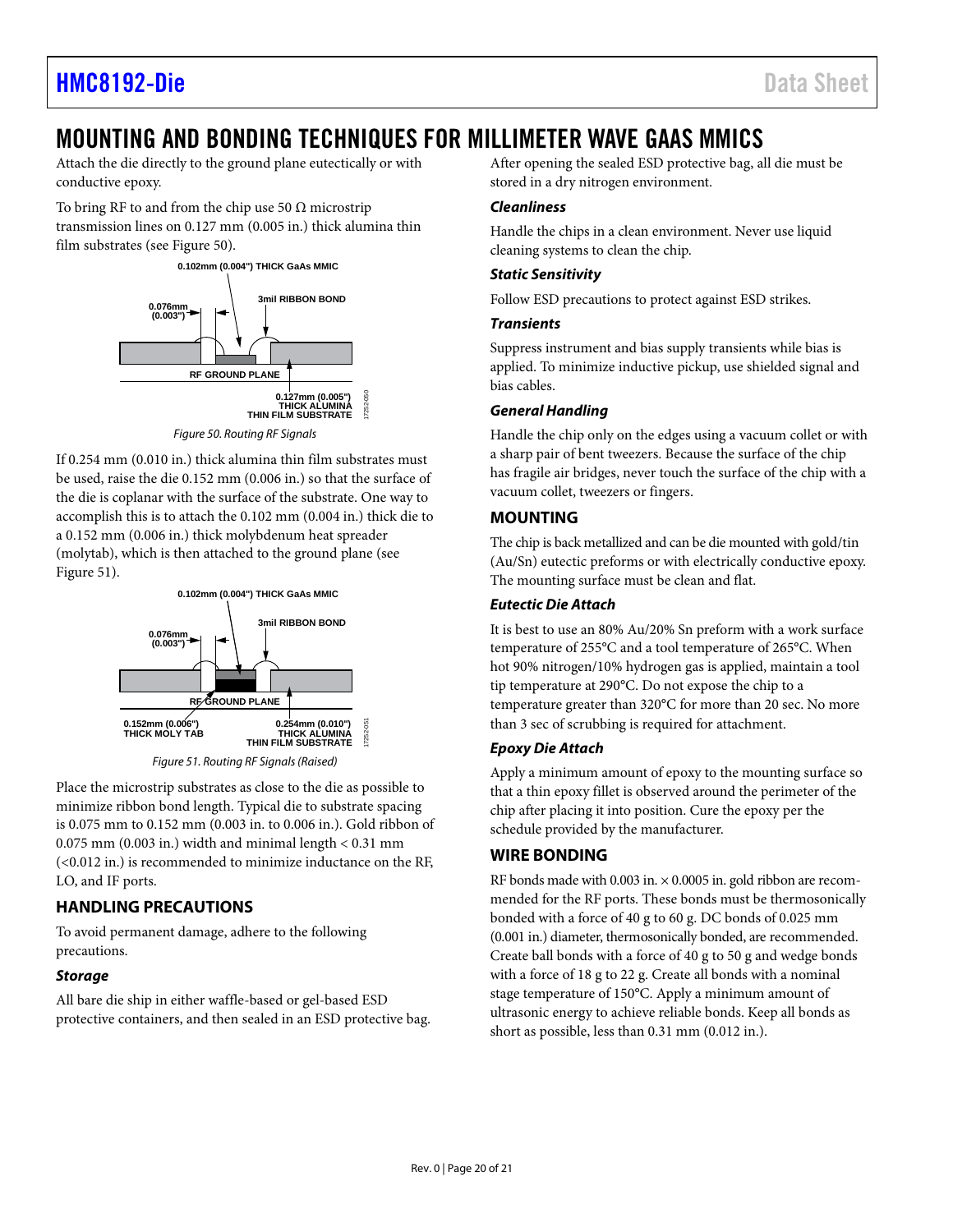# MOUNTING AND BONDING TECHNIQUES FOR MILLIMETER WAVE GAAS MMICS

Attach the die directly to the ground plane eutectically or with conductive epoxy.

To bring RF to and from the chip use 50 Ω microstrip transmission lines on 0.127 mm (0.005 in.) thick alumina thin film substrates (see Figure 50).

*Figure 50. Routing RF Signals*

If 0.254 mm (0.010 in.) thick alumina thin film substrates must be used, raise the die 0.152 mm (0.006 in.) so that the surface of the die is coplanar with the surface of the substrate. One way to accomplish this is to attach the 0.102 mm (0.004 in.) thick die to a 0.152 mm (0.006 in.) thick molybdenum heat spreader (molytab), which is then attached to the ground plane (see Figure 51).

*Figure 51. Routing RF Signals (Raised)*

Place the microstrip substrates as close to the die as possible to minimize ribbon bond length. Typical die to substrate spacing is 0.075 mm to 0.152 mm (0.003 in. to 0.006 in.). Gold ribbon of 0.075 mm (0.003 in.) width and minimal length < 0.31 mm (<0.012 in.) is recommended to minimize inductance on the RF, LO, and IF ports.

## HANDLING PRECAUTIONS

To avoid permanent damage, adhere to the following precautions.

### *Storage*

All bare die ship in either waffle-based or gel-based ESD protective containers, and then sealed in an ESD protective bag. After opening the sealed ESD protective bag, all die must be stored in a dry nitrogen environment.

### *Cleanliness*

Handle the chips in a clean environment. Never use liquid cleaning systems to clean the chip.

### *Static Sensitivity*

Follow ESD precautions to protect against ESD strikes.

### *Transients*

Suppress instrument and bias supply transients while bias is applied. To minimize inductive pickup, use shielded signal and bias cables.

### *General Handling*

Handle the chip only on the edges using a vacuum collet or with a sharp pair of bent tweezers. Because the surface of the chip has fragile air bridges, never touch the surface of the chip with a vacuum collet, tweezers or fingers.

## MOUNTING

The chip is back metallized and can be die mounted with gold/tin (Au/Sn) eutectic preforms or with electrically conductive epoxy. The mounting surface must be clean and flat.

### *Eutectic Die Attach*

It is best to use an 80% Au/20% Sn preform with a work surface temperature of 255°C and a tool temperature of 265°C. When hot 90% nitrogen/10% hydrogen gas is applied, maintain a tool tip temperature at 290°C. Do not expose the chip to a temperature greater than 320°C for more than 20 sec. No more than 3 sec of scrubbing is required for attachment.

### *Epoxy Die Attach*

Apply a minimum amount of epoxy to the mounting surface so that a thin epoxy fillet is observed around the perimeter of the chip after placing it into position. Cure the epoxy per the schedule provided by the manufacturer.

## WIRE BONDING

RF bonds made with 0.003 in. × 0.0005 in. gold ribbon are recommended for the RF ports. These bonds must be thermosonically bonded with a force of 40 g to 60 g. DC bonds of 0.025 mm (0.001 in.) diameter, thermosonically bonded, are recommended. Create ball bonds with a force of 40 g to 50 g and wedge bonds with a force of 18 g to 22 g. Create all bonds with a nominal stage temperature of 150°C. Apply a minimum amount of ultrasonic energy to achieve reliable bonds. Keep all bonds as short as possible, less than 0.31 mm (0.012 in.).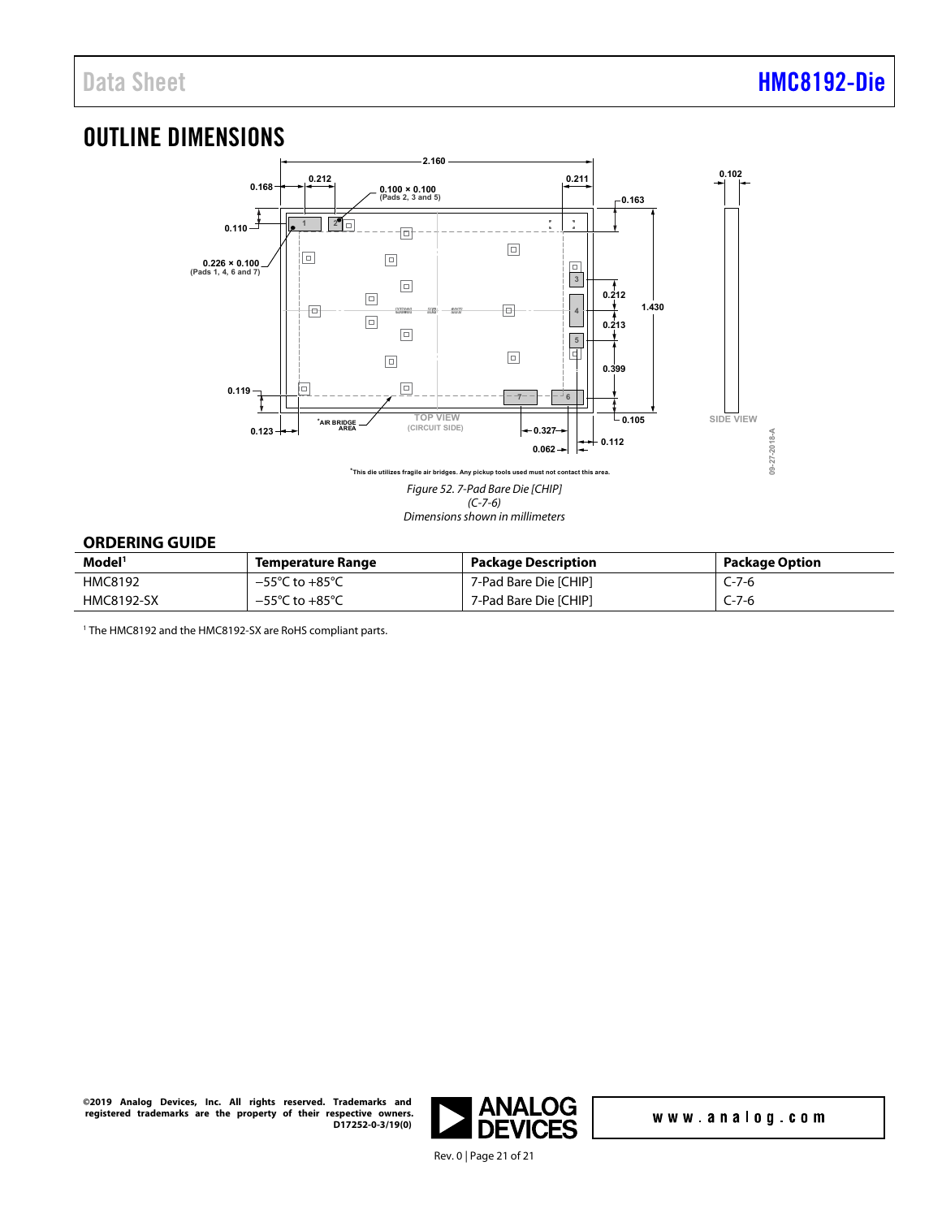# OUTLINE DIMENSIONS

2.160
0.168
0.212
0.100 × 0.100
(Pads 2, 3 and 5)
0.211
0.163
0.102
0.110
0.226 × 0.100
(Pads 1, 4, 6 and 7)
0.212
1.430
0.213
0.399
0.119
0.105
0.123
*AIR BRIDGE AREA
TOP VIEW
(CIRCUIT SIDE)
0.327
0.112
0.062
SIDE VIEW
09-27-2018-A

*This die utilizes fragile air bridges. Any pickup tools used must not contact this area.

*Figure 52. 7-Pad Bare Die [CHIP]*
*(C-7-6)*
*Dimensions shown in millimeters*

## ORDERING GUIDE

| Model[1] | Temperature Range | Package Description | Package Option |
|---|---|---|---|
| HMC8192 | −55°C to +85°C | 7-Pad Bare Die [CHIP] | C-7-6 |
| HMC8192-SX | −55°C to +85°C | 7-Pad Bare Die [CHIP] | C-7-6 |

[1] The HMC8192 and the HMC8192-SX are RoHS compliant parts.

**©2019 Analog Devices, Inc. All rights reserved. Trademarks and registered trademarks are the property of their respective owners. D17252-0-3/19(0)**